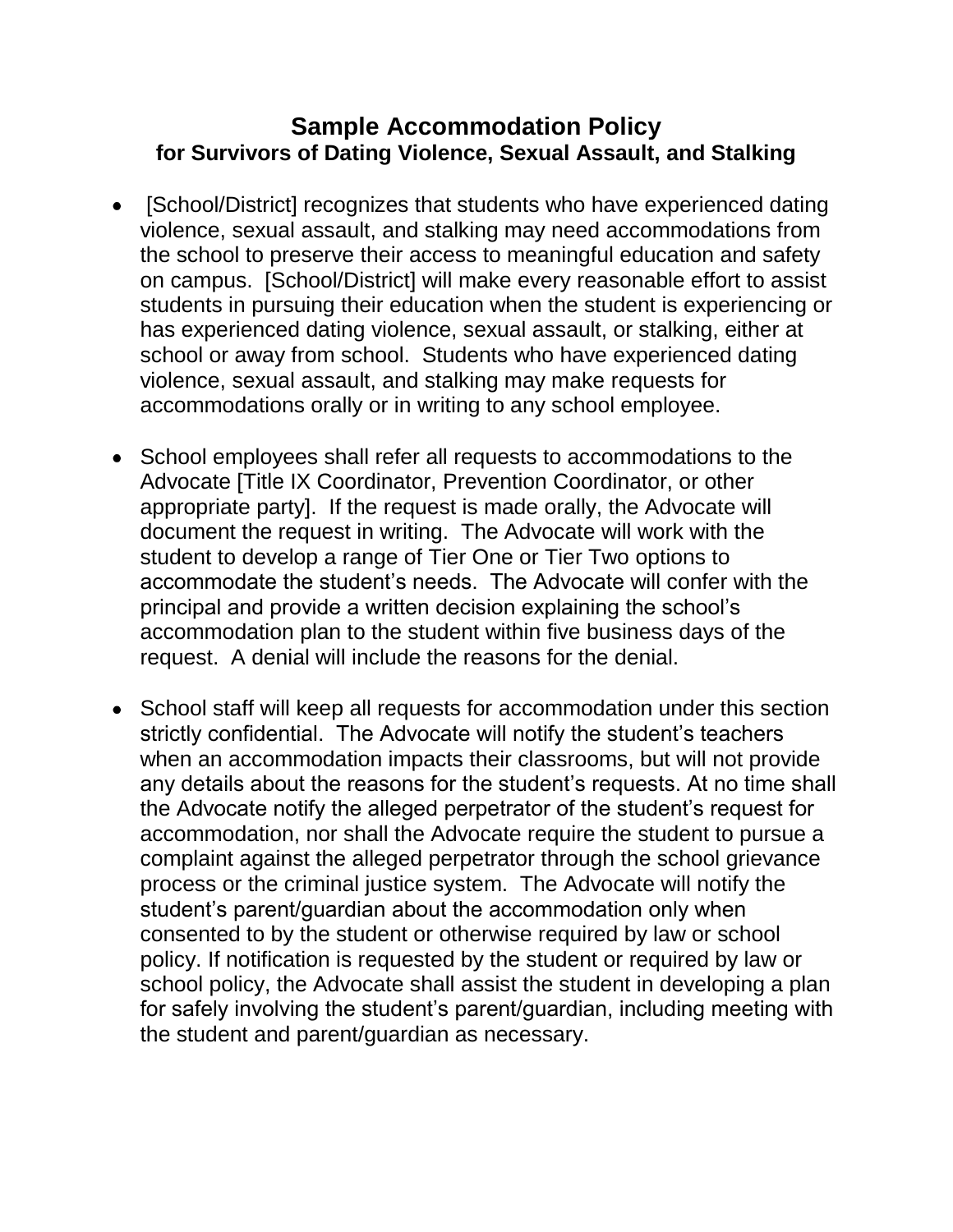# Sample Accommodation Policy

## for Survivors of Dating Violence, Sexual Assault, and Stalking

- [School/District] recognizes that students who have experienced dating violence, sexual assault, and stalking may need accommodations from the school to preserve their access to meaningful education and safety on campus. [School/District] will make every reasonable effort to assist students in pursuing their education when the student is experiencing or has experienced dating violence, sexual assault, or stalking, either at school or away from school. Students who have experienced dating violence, sexual assault, and stalking may make requests for accommodations orally or in writing to any school employee.

- School employees shall refer all requests to accommodations to the Advocate [Title IX Coordinator, Prevention Coordinator, or other appropriate party]. If the request is made orally, the Advocate will document the request in writing. The Advocate will work with the student to develop a range of Tier One or Tier Two options to accommodate the student's needs. The Advocate will confer with the principal and provide a written decision explaining the school's accommodation plan to the student within five business days of the request. A denial will include the reasons for the denial.

- School staff will keep all requests for accommodation under this section strictly confidential. The Advocate will notify the student's teachers when an accommodation impacts their classrooms, but will not provide any details about the reasons for the student's requests. At no time shall the Advocate notify the alleged perpetrator of the student's request for accommodation, nor shall the Advocate require the student to pursue a complaint against the alleged perpetrator through the school grievance process or the criminal justice system. The Advocate will notify the student's parent/guardian about the accommodation only when consented to by the student or otherwise required by law or school policy. If notification is requested by the student or required by law or school policy, the Advocate shall assist the student in developing a plan for safely involving the student's parent/guardian, including meeting with the student and parent/guardian as necessary.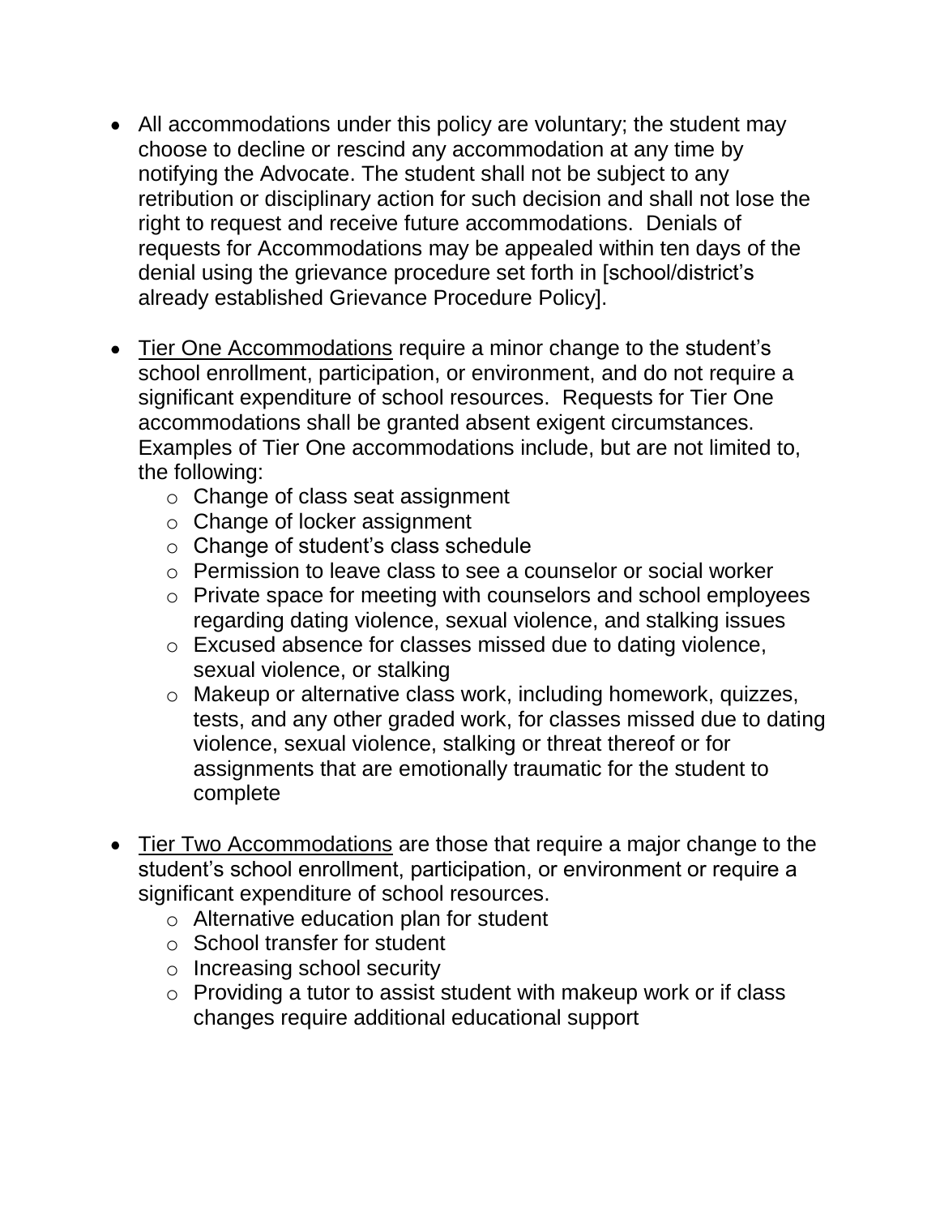- All accommodations under this policy are voluntary; the student may choose to decline or rescind any accommodation at any time by notifying the Advocate. The student shall not be subject to any retribution or disciplinary action for such decision and shall not lose the right to request and receive future accommodations. Denials of requests for Accommodations may be appealed within ten days of the denial using the grievance procedure set forth in [school/district's already established Grievance Procedure Policy].

- Tier One Accommodations require a minor change to the student's school enrollment, participation, or environment, and do not require a significant expenditure of school resources. Requests for Tier One accommodations shall be granted absent exigent circumstances. Examples of Tier One accommodations include, but are not limited to, the following:
  - Change of class seat assignment
  - Change of locker assignment
  - Change of student's class schedule
  - Permission to leave class to see a counselor or social worker
  - Private space for meeting with counselors and school employees regarding dating violence, sexual violence, and stalking issues
  - Excused absence for classes missed due to dating violence, sexual violence, or stalking
  - Makeup or alternative class work, including homework, quizzes, tests, and any other graded work, for classes missed due to dating violence, sexual violence, stalking or threat thereof or for assignments that are emotionally traumatic for the student to complete

- Tier Two Accommodations are those that require a major change to the student's school enrollment, participation, or environment or require a significant expenditure of school resources.
  - Alternative education plan for student
  - School transfer for student
  - Increasing school security
  - Providing a tutor to assist student with makeup work or if class changes require additional educational support